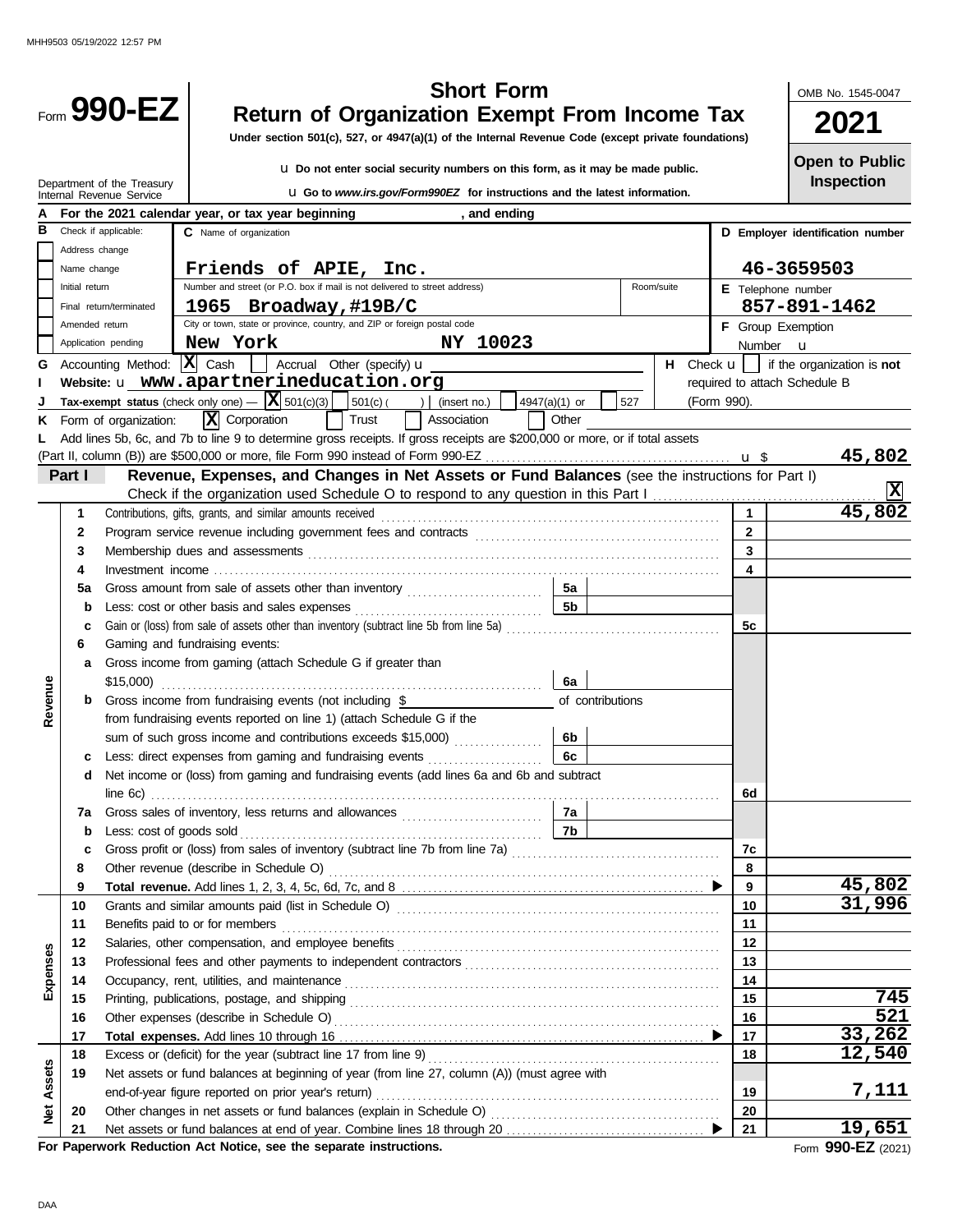MHH9503 05/19/2022 12:57 PM

# Form 990-EZ

## Short Form
## Return of Organization Exempt From Income Tax

**Under section 501(c), 527, or 4947(a)(1) of the Internal Revenue Code (except private foundations)**

u Do not enter social security numbers on this form, as it may be made public.

u Go to *www.irs.gov/Form990EZ* for instructions and the latest information.

Department of the Treasury
Internal Revenue Service

OMB No. 1545-0047

**2021**

**Open to Public Inspection**

**A** For the 2021 calendar year, or tax year beginning , and ending

**B** Check if applicable:
- Address change
- Name change
- Initial return
- Final return/terminated
- Amended return
- Application pending

**C** Name of organization: Friends of APIE, Inc.

Number and street (or P.O. box if mail is not delivered to street address): 1965 Broadway,#19B/C — Room/suite:

City or town, state or province, country, and ZIP or foreign postal code: New York NY 10023

**D** Employer identification number: 46-3659503

**E** Telephone number: 857-891-1462

**F** Group Exemption Number u

**G** Accounting Method: [X] Cash [ ] Accrual Other (specify) u

**H** Check u [ ] if the organization is **not** required to attach Schedule B (Form 990).

**I** Website: u www.apartnerineducation.org

**J** Tax-exempt status (check only one) — [X] 501(c)(3) [ ] 501(c) ( ) (insert no.) [ ] 4947(a)(1) or [ ] 527

**K** Form of organization: [X] Corporation [ ] Trust [ ] Association [ ] Other

**L** Add lines 5b, 6c, and 7b to line 9 to determine gross receipts. If gross receipts are $200,000 or more, or if total assets (Part II, column (B)) are $500,000 or more, file Form 990 instead of Form 990-EZ . . . u $ **45,802**

### Part I — Revenue, Expenses, and Changes in Net Assets or Fund Balances (see the instructions for Part I)

Check if the organization used Schedule O to respond to any question in this Part I . . . [X]

| Section | Line | Description | Sub-line | Sub-amount | Line | Amount |
|---|---|---|---|---|---|---|
| Revenue | 1 | Contributions, gifts, grants, and similar amounts received | | | 1 | 45,802 |
| | 2 | Program service revenue including government fees and contracts | | | 2 | |
| | 3 | Membership dues and assessments | | | 3 | |
| | 4 | Investment income | | | 4 | |
| | 5a | Gross amount from sale of assets other than inventory | 5a | | | |
| | b | Less: cost or other basis and sales expenses | 5b | | | |
| | c | Gain or (loss) from sale of assets other than inventory (subtract line 5b from line 5a) | | | 5c | |
| | 6 | Gaming and fundraising events: | | | | |
| | a | Gross income from gaming (attach Schedule G if greater than $15,000) | 6a | | | |
| | b | Gross income from fundraising events (not including $ of contributions from fundraising events reported on line 1) (attach Schedule G if the sum of such gross income and contributions exceeds $15,000) | 6b | | | |
| | c | Less: direct expenses from gaming and fundraising events | 6c | | | |
| | d | Net income or (loss) from gaming and fundraising events (add lines 6a and 6b and subtract line 6c) | | | 6d | |
| | 7a | Gross sales of inventory, less returns and allowances | 7a | | | |
| | b | Less: cost of goods sold | 7b | | | |
| | c | Gross profit or (loss) from sales of inventory (subtract line 7b from line 7a) | | | 7c | |
| | 8 | Other revenue (describe in Schedule O) | | | 8 | |
| | 9 | **Total revenue.** Add lines 1, 2, 3, 4, 5c, 6d, 7c, and 8 ▶ | | | 9 | 45,802 |
| Expenses | 10 | Grants and similar amounts paid (list in Schedule O) | | | 10 | 31,996 |
| | 11 | Benefits paid to or for members | | | 11 | |
| | 12 | Salaries, other compensation, and employee benefits | | | 12 | |
| | 13 | Professional fees and other payments to independent contractors | | | 13 | |
| | 14 | Occupancy, rent, utilities, and maintenance | | | 14 | |
| | 15 | Printing, publications, postage, and shipping | | | 15 | 745 |
| | 16 | Other expenses (describe in Schedule O) | | | 16 | 521 |
| | 17 | **Total expenses.** Add lines 10 through 16 ▶ | | | 17 | 33,262 |
| Net Assets | 18 | Excess or (deficit) for the year (subtract line 17 from line 9) | | | 18 | 12,540 |
| | 19 | Net assets or fund balances at beginning of year (from line 27, column (A)) (must agree with end-of-year figure reported on prior year's return) | | | 19 | 7,111 |
| | 20 | Other changes in net assets or fund balances (explain in Schedule O) | | | 20 | |
| | 21 | Net assets or fund balances at end of year. Combine lines 18 through 20 ▶ | | | 21 | 19,651 |

**For Paperwork Reduction Act Notice, see the separate instructions.**

Form **990-EZ** (2021)

DAA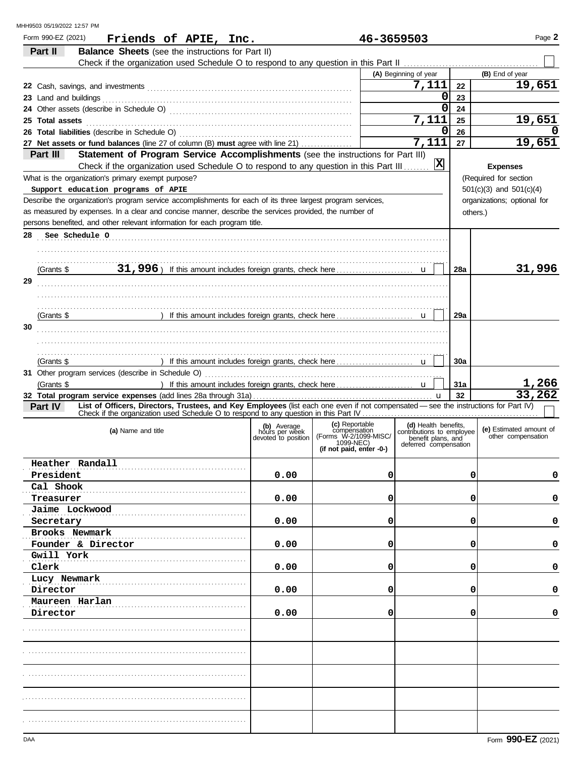MHH9503 05/19/2022 12:57 PM

Form 990-EZ (2021) **Friends of APIE, Inc.** **46-3659503** Page **2**

## Part II Balance Sheets (see the instructions for Part II)

Check if the organization used Schedule O to respond to any question in this Part II ☐

| | (A) Beginning of year | | (B) End of year |
|---|---|---|---|
| **22** Cash, savings, and investments | 7,111 | 22 | 19,651 |
| **23** Land and buildings | 0 | 23 | |
| **24** Other assets (describe in Schedule O) | 0 | 24 | |
| **25 Total assets** | 7,111 | 25 | 19,651 |
| **26 Total liabilities** (describe in Schedule O) | 0 | 26 | 0 |
| **27 Net assets or fund balances** (line 27 of column (B) **must** agree with line 21) | 7,111 | 27 | 19,651 |

## Part III Statement of Program Service Accomplishments (see the instructions for Part III)

Check if the organization used Schedule O to respond to any question in this Part III ☒

**Expenses** (Required for section 501(c)(3) and 501(c)(4) organizations; optional for others.)

What is the organization's primary exempt purpose?
Support education programs of APIE

Describe the organization's program service accomplishments for each of its three largest program services, as measured by expenses. In a clear and concise manner, describe the services provided, the number of persons benefited, and other relevant information for each program title.

| | | |
|---|---|---|
| **28** See Schedule O<br>(Grants $ 31,996 ) If this amount includes foreign grants, check here ☐ | 28a | 31,996 |
| **29**<br>(Grants $ ) If this amount includes foreign grants, check here ☐ | 29a | |
| **30**<br>(Grants $ ) If this amount includes foreign grants, check here ☐ | 30a | |
| **31** Other program services (describe in Schedule O)<br>(Grants $ ) If this amount includes foreign grants, check here ☐ | 31a | 1,266 |
| **32 Total program service expenses** (add lines 28a through 31a) | 32 | 33,262 |

## Part IV List of Officers, Directors, Trustees, and Key Employees (list each one even if not compensated — see the instructions for Part IV)

Check if the organization used Schedule O to respond to any question in this Part IV ☐

| (a) Name and title | (b) Average hours per week devoted to position | (c) Reportable compensation (Forms W-2/1099-MISC/ 1099-NEC) (if not paid, enter -0-) | (d) Health benefits, contributions to employee benefit plans, and deferred compensation | (e) Estimated amount of other compensation |
|---|---|---|---|---|
| Heather Randall<br>President | 0.00 | 0 | 0 | 0 |
| Cal Shook<br>Treasurer | 0.00 | 0 | 0 | 0 |
| Jaime Lockwood<br>Secretary | 0.00 | 0 | 0 | 0 |
| Brooks Newmark<br>Founder & Director | 0.00 | 0 | 0 | 0 |
| Gwill York<br>Clerk | 0.00 | 0 | 0 | 0 |
| Lucy Newmark<br>Director | 0.00 | 0 | 0 | 0 |
| Maureen Harlan<br>Director | 0.00 | 0 | 0 | 0 |
| | | | | |
| | | | | |
| | | | | |
| | | | | |
| | | | | |

DAA Form **990-EZ** (2021)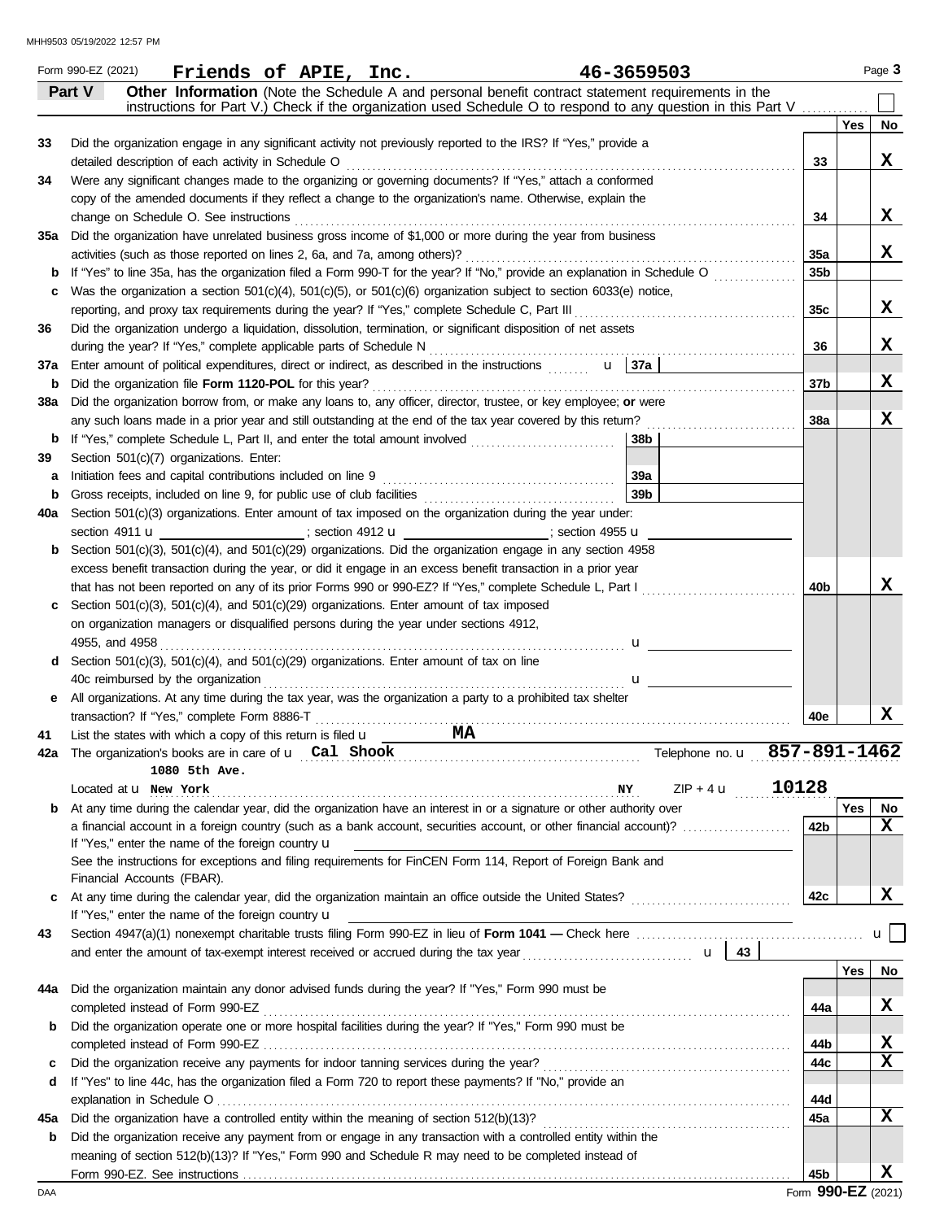Form 990-EZ (2021) **Friends of APIE, Inc.** **46-3659503** Page **3**

## Part V Other Information

(Note the Schedule A and personal benefit contract statement requirements in the instructions for Part V.) Check if the organization used Schedule O to respond to any question in this Part V ☐

| | | Line | Yes | No |
|---|---|---|---|---|
| **33** | Did the organization engage in any significant activity not previously reported to the IRS? If "Yes," provide a detailed description of each activity in Schedule O | 33 | | X |
| **34** | Were any significant changes made to the organizing or governing documents? If "Yes," attach a conformed copy of the amended documents if they reflect a change to the organization's name. Otherwise, explain the change on Schedule O. See instructions | 34 | | X |
| **35a** | Did the organization have unrelated business gross income of $1,000 or more during the year from business activities (such as those reported on lines 2, 6a, and 7a, among others)? | 35a | | X |
| **b** | If "Yes" to line 35a, has the organization filed a Form 990-T for the year? If "No," provide an explanation in Schedule O | 35b | | |
| **c** | Was the organization a section 501(c)(4), 501(c)(5), or 501(c)(6) organization subject to section 6033(e) notice, reporting, and proxy tax requirements during the year? If "Yes," complete Schedule C, Part III | 35c | | X |
| **36** | Did the organization undergo a liquidation, dissolution, termination, or significant disposition of net assets during the year? If "Yes," complete applicable parts of Schedule N | 36 | | X |
| **37a** | Enter amount of political expenditures, direct or indirect, as described in the instructions u **37a** | | | |
| **b** | Did the organization file **Form 1120-POL** for this year? | 37b | | X |
| **38a** | Did the organization borrow from, or make any loans to, any officer, director, trustee, or key employee; **or** were any such loans made in a prior year and still outstanding at the end of the tax year covered by this return? | 38a | | X |
| **b** | If "Yes," complete Schedule L, Part II, and enter the total amount involved **38b** | | | |
| **39** | Section 501(c)(7) organizations. Enter: | | | |
| **a** | Initiation fees and capital contributions included on line 9 **39a** | | | |
| **b** | Gross receipts, included on line 9, for public use of club facilities **39b** | | | |
| **40a** | Section 501(c)(3) organizations. Enter amount of tax imposed on the organization during the year under: section 4911 u ; section 4912 u ; section 4955 u | | | |
| **b** | Section 501(c)(3), 501(c)(4), and 501(c)(29) organizations. Did the organization engage in any section 4958 excess benefit transaction during the year, or did it engage in an excess benefit transaction in a prior year that has not been reported on any of its prior Forms 990 or 990-EZ? If "Yes," complete Schedule L, Part I | 40b | | X |
| **c** | Section 501(c)(3), 501(c)(4), and 501(c)(29) organizations. Enter amount of tax imposed on organization managers or disqualified persons during the year under sections 4912, 4955, and 4958 u | | | |
| **d** | Section 501(c)(3), 501(c)(4), and 501(c)(29) organizations. Enter amount of tax on line 40c reimbursed by the organization u | | | |
| **e** | All organizations. At any time during the tax year, was the organization a party to a prohibited tax shelter transaction? If "Yes," complete Form 8886-T | 40e | | X |
| **41** | List the states with which a copy of this return is filed u **MA** | | | |
| **42a** | The organization's books are in care of u **Cal Shook** Telephone no. u **857-891-1462**<br>Located at u **1080 5th Ave. New York NY** ZIP + 4 u **10128** | | | |
| **b** | At any time during the calendar year, did the organization have an interest in or a signature or other authority over a financial account in a foreign country (such as a bank account, securities account, or other financial account)? If "Yes," enter the name of the foreign country u<br>See the instructions for exceptions and filing requirements for FinCEN Form 114, Report of Foreign Bank and Financial Accounts (FBAR). | 42b | | X |
| **c** | At any time during the calendar year, did the organization maintain an office outside the United States? If "Yes," enter the name of the foreign country u | 42c | | X |
| **43** | Section 4947(a)(1) nonexempt charitable trusts filing Form 990-EZ in lieu of **Form 1041 —** Check here u ☐ and enter the amount of tax-exempt interest received or accrued during the tax year u **43** | | | |
| **44a** | Did the organization maintain any donor advised funds during the year? If "Yes," Form 990 must be completed instead of Form 990-EZ | 44a | | X |
| **b** | Did the organization operate one or more hospital facilities during the year? If "Yes," Form 990 must be completed instead of Form 990-EZ | 44b | | X |
| **c** | Did the organization receive any payments for indoor tanning services during the year? | 44c | | X |
| **d** | If "Yes" to line 44c, has the organization filed a Form 720 to report these payments? If "No," provide an explanation in Schedule O | 44d | | |
| **45a** | Did the organization have a controlled entity within the meaning of section 512(b)(13)? | 45a | | X |
| **b** | Did the organization receive any payment from or engage in any transaction with a controlled entity within the meaning of section 512(b)(13)? If "Yes," Form 990 and Schedule R may need to be completed instead of Form 990-EZ. See instructions | 45b | | X |

Form **990-EZ** (2021)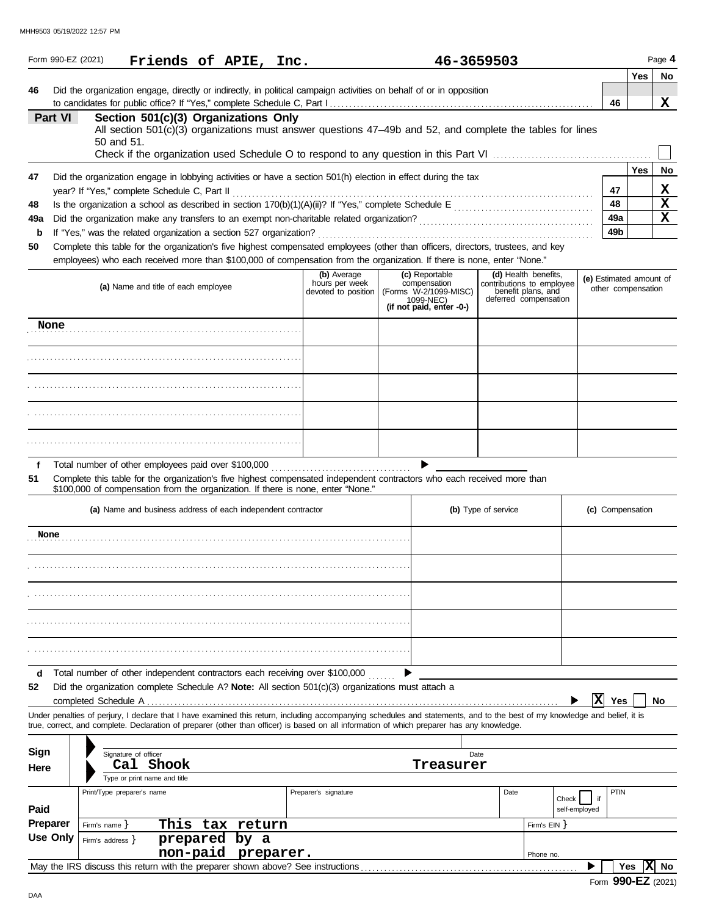MHH9503 05/19/2022 12:57 PM

Form 990-EZ (2021) **Friends of APIE, Inc.** **46-3659503** Page **4**

| | | | Yes | No |
|---|---|---|---|---|
| 46 | Did the organization engage, directly or indirectly, in political campaign activities on behalf of or in opposition to candidates for public office? If "Yes," complete Schedule C, Part I | 46 | | X |

## Part VI Section 501(c)(3) Organizations Only

All section 501(c)(3) organizations must answer questions 47–49b and 52, and complete the tables for lines 50 and 51.

Check if the organization used Schedule O to respond to any question in this Part VI ☐

| | | | Yes | No |
|---|---|---|---|---|
| 47 | Did the organization engage in lobbying activities or have a section 501(h) election in effect during the tax year? If "Yes," complete Schedule C, Part II | 47 | | X |
| 48 | Is the organization a school as described in section 170(b)(1)(A)(ii)? If "Yes," complete Schedule E | 48 | | X |
| 49a | Did the organization make any transfers to an exempt non-charitable related organization? | 49a | | X |
| b | If "Yes," was the related organization a section 527 organization? | 49b | | |

**50** Complete this table for the organization's five highest compensated employees (other than officers, directors, trustees, and key employees) who each received more than $100,000 of compensation from the organization. If there is none, enter "None."

| (a) Name and title of each employee | (b) Average hours per week devoted to position | (c) Reportable compensation (Forms W-2/1099-MISC/1099-NEC) (if not paid, enter -0-) | (d) Health benefits, contributions to employee benefit plans, and deferred compensation | (e) Estimated amount of other compensation |
|---|---|---|---|---|
| None | | | | |
| | | | | |
| | | | | |
| | | | | |
| | | | | |

**f** Total number of other employees paid over $100,000 ▶

**51** Complete this table for the organization's five highest compensated independent contractors who each received more than $100,000 of compensation from the organization. If there is none, enter "None."

| (a) Name and business address of each independent contractor | (b) Type of service | (c) Compensation |
|---|---|---|
| None | | |
| | | |
| | | |
| | | |
| | | |

**d** Total number of other independent contractors each receiving over $100,000 ▶

**52** Did the organization complete Schedule A? **Note:** All section 501(c)(3) organizations must attach a completed Schedule A ▶ ☒ Yes ☐ No

Under penalties of perjury, I declare that I have examined this return, including accompanying schedules and statements, and to the best of my knowledge and belief, it is true, correct, and complete. Declaration of preparer (other than officer) is based on all information of which preparer has any knowledge.

**Sign Here**

Signature of officer | Date

Cal Shook Treasurer

Type or print name and title

**Paid Preparer Use Only**

| Print/Type preparer's name | Preparer's signature | Date | Check ☐ if self-employed | PTIN |
|---|---|---|---|---|
| Firm's name } This tax return | | | Firm's EIN } | |
| Firm's address } prepared by a non-paid preparer. | | | Phone no. | |

May the IRS discuss this return with the preparer shown above? See instructions ▶ ☐ Yes ☒ No

Form **990-EZ** (2021)

DAA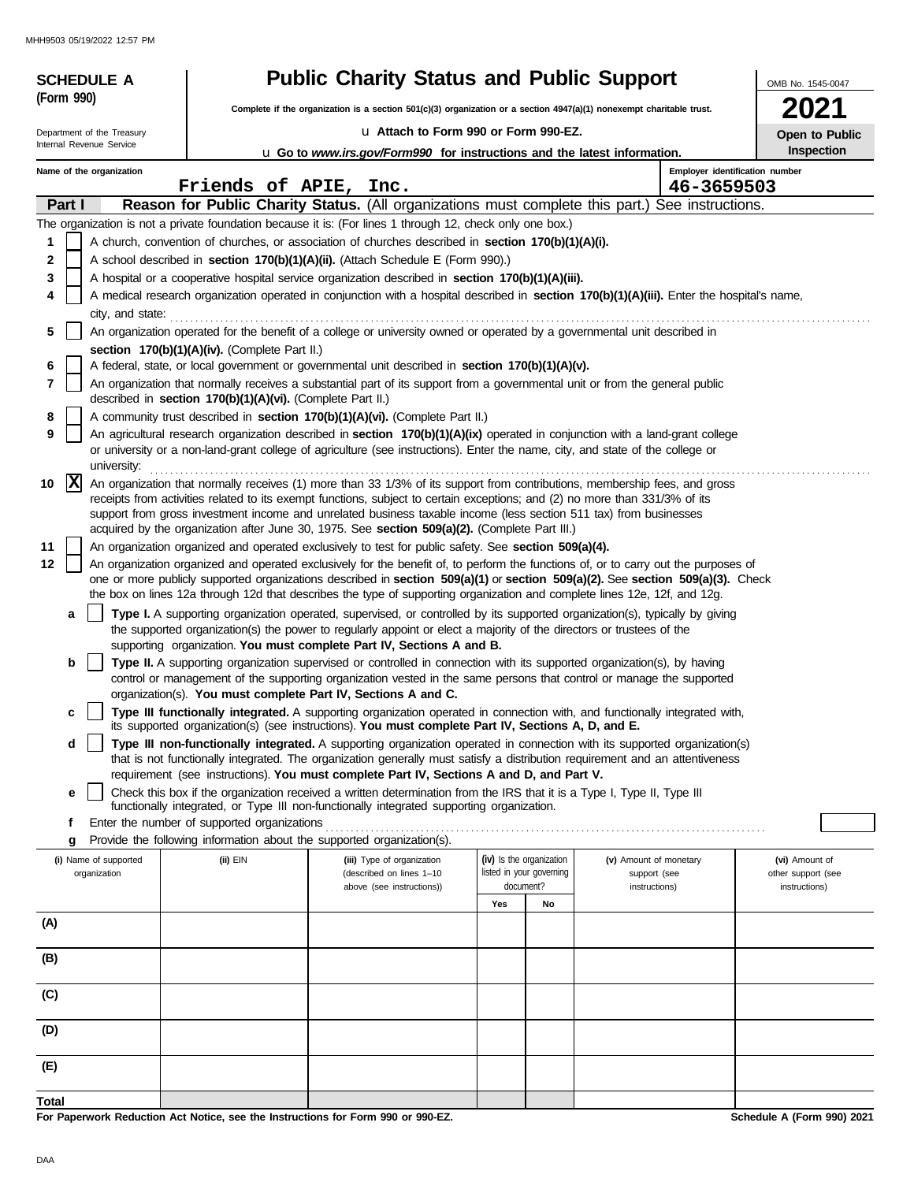MHH9503 05/19/2022 12:57 PM

**SCHEDULE A (Form 990)**

Department of the Treasury
Internal Revenue Service

# Public Charity Status and Public Support

**Complete if the organization is a section 501(c)(3) organization or a section 4947(a)(1) nonexempt charitable trust.**

u **Attach to Form 990 or Form 990-EZ.**

u **Go to *www.irs.gov/Form990* for instructions and the latest information.**

OMB No. 1545-0047

**2021**

**Open to Public Inspection**

**Name of the organization:** Friends of APIE, Inc.

**Employer identification number:** 46-3659503

## Part I Reason for Public Charity Status. (All organizations must complete this part.) See instructions.

The organization is not a private foundation because it is: (For lines 1 through 12, check only one box.)

1 [ ] A church, convention of churches, or association of churches described in **section 170(b)(1)(A)(i).**

2 [ ] A school described in **section 170(b)(1)(A)(ii).** (Attach Schedule E (Form 990).)

3 [ ] A hospital or a cooperative hospital service organization described in **section 170(b)(1)(A)(iii).**

4 [ ] A medical research organization operated in conjunction with a hospital described in **section 170(b)(1)(A)(iii).** Enter the hospital's name, city, and state:

5 [ ] An organization operated for the benefit of a college or university owned or operated by a governmental unit described in **section 170(b)(1)(A)(iv).** (Complete Part II.)

6 [ ] A federal, state, or local government or governmental unit described in **section 170(b)(1)(A)(v).**

7 [ ] An organization that normally receives a substantial part of its support from a governmental unit or from the general public described in **section 170(b)(1)(A)(vi).** (Complete Part II.)

8 [ ] A community trust described in **section 170(b)(1)(A)(vi).** (Complete Part II.)

9 [ ] An agricultural research organization described in **section 170(b)(1)(A)(ix)** operated in conjunction with a land-grant college or university or a non-land-grant college of agriculture (see instructions). Enter the name, city, and state of the college or university:

10 [X] An organization that normally receives (1) more than 33 1/3% of its support from contributions, membership fees, and gross receipts from activities related to its exempt functions, subject to certain exceptions; and (2) no more than 331/3% of its support from gross investment income and unrelated business taxable income (less section 511 tax) from businesses acquired by the organization after June 30, 1975. See **section 509(a)(2).** (Complete Part III.)

11 [ ] An organization organized and operated exclusively to test for public safety. See **section 509(a)(4).**

12 [ ] An organization organized and operated exclusively for the benefit of, to perform the functions of, or to carry out the purposes of one or more publicly supported organizations described in **section 509(a)(1)** or **section 509(a)(2).** See **section 509(a)(3).** Check the box on lines 12a through 12d that describes the type of supporting organization and complete lines 12e, 12f, and 12g.

a [ ] **Type I.** A supporting organization operated, supervised, or controlled by its supported organization(s), typically by giving the supported organization(s) the power to regularly appoint or elect a majority of the directors or trustees of the supporting organization. **You must complete Part IV, Sections A and B.**

b [ ] **Type II.** A supporting organization supervised or controlled in connection with its supported organization(s), by having control or management of the supporting organization vested in the same persons that control or manage the supported organization(s). **You must complete Part IV, Sections A and C.**

c [ ] **Type III functionally integrated.** A supporting organization operated in connection with, and functionally integrated with, its supported organization(s) (see instructions). **You must complete Part IV, Sections A, D, and E.**

d [ ] **Type III non-functionally integrated.** A supporting organization operated in connection with its supported organization(s) that is not functionally integrated. The organization generally must satisfy a distribution requirement and an attentiveness requirement (see instructions). **You must complete Part IV, Sections A and D, and Part V.**

e [ ] Check this box if the organization received a written determination from the IRS that it is a Type I, Type II, Type III functionally integrated, or Type III non-functionally integrated supporting organization.

f Enter the number of supported organizations

g Provide the following information about the supported organization(s).

| (i) Name of supported organization | (ii) EIN | (iii) Type of organization (described on lines 1–10 above (see instructions)) | (iv) Is the organization listed in your governing document? Yes | No | (v) Amount of monetary support (see instructions) | (vi) Amount of other support (see instructions) |
|---|---|---|---|---|---|---|
| (A) | | | | | | |
| (B) | | | | | | |
| (C) | | | | | | |
| (D) | | | | | | |
| (E) | | | | | | |
| **Total** | | | | | | |

**For Paperwork Reduction Act Notice, see the Instructions for Form 990 or 990-EZ.**

**Schedule A (Form 990) 2021**

DAA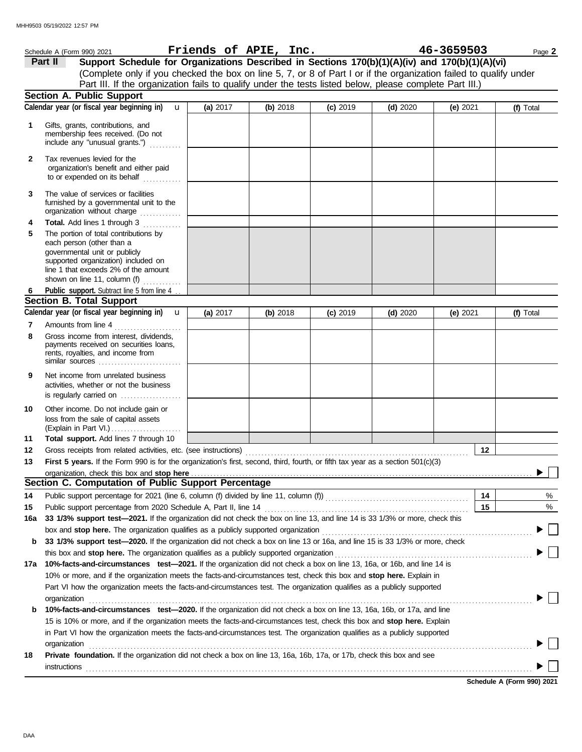Schedule A (Form 990) 2021 **Friends of APIE, Inc.** **46-3659503** Page **2**

**Part II** **Support Schedule for Organizations Described in Sections 170(b)(1)(A)(iv) and 170(b)(1)(A)(vi)**
(Complete only if you checked the box on line 5, 7, or 8 of Part I or if the organization failed to qualify under Part III. If the organization fails to qualify under the tests listed below, please complete Part III.)

## Section A. Public Support

| Calendar year (or fiscal year beginning in) | (a) 2017 | (b) 2018 | (c) 2019 | (d) 2020 | (e) 2021 | (f) Total |
|---|---|---|---|---|---|---|
| **1** Gifts, grants, contributions, and membership fees received. (Do not include any "unusual grants.") | | | | | | |
| **2** Tax revenues levied for the organization's benefit and either paid to or expended on its behalf | | | | | | |
| **3** The value of services or facilities furnished by a governmental unit to the organization without charge | | | | | | |
| **4** **Total.** Add lines 1 through 3 | | | | | | |
| **5** The portion of total contributions by each person (other than a governmental unit or publicly supported organization) included on line 1 that exceeds 2% of the amount shown on line 11, column (f) | | | | | | |
| **6** **Public support.** Subtract line 5 from line 4 | | | | | | |

## Section B. Total Support

| Calendar year (or fiscal year beginning in) | (a) 2017 | (b) 2018 | (c) 2019 | (d) 2020 | (e) 2021 | (f) Total |
|---|---|---|---|---|---|---|
| **7** Amounts from line 4 | | | | | | |
| **8** Gross income from interest, dividends, payments received on securities loans, rents, royalties, and income from similar sources | | | | | | |
| **9** Net income from unrelated business activities, whether or not the business is regularly carried on | | | | | | |
| **10** Other income. Do not include gain or loss from the sale of capital assets (Explain in Part VI.) | | | | | | |
| **11** **Total support.** Add lines 7 through 10 | | | | | | |

**12** Gross receipts from related activities, etc. (see instructions) **12**

**13** **First 5 years.** If the Form 990 is for the organization's first, second, third, fourth, or fifth tax year as a section 501(c)(3) organization, check this box and **stop here** ☐

## Section C. Computation of Public Support Percentage

**14** Public support percentage for 2021 (line 6, column (f) divided by line 11, column (f)) **14** %

**15** Public support percentage from 2020 Schedule A, Part II, line 14 **15** %

**16a** **33 1/3% support test—2021.** If the organization did not check the box on line 13, and line 14 is 33 1/3% or more, check this box and **stop here.** The organization qualifies as a publicly supported organization ☐

**b** **33 1/3% support test—2020.** If the organization did not check a box on line 13 or 16a, and line 15 is 33 1/3% or more, check this box and **stop here.** The organization qualifies as a publicly supported organization ☐

**17a** **10%-facts-and-circumstances test—2021.** If the organization did not check a box on line 13, 16a, or 16b, and line 14 is 10% or more, and if the organization meets the facts-and-circumstances test, check this box and **stop here.** Explain in Part VI how the organization meets the facts-and-circumstances test. The organization qualifies as a publicly supported organization ☐

**b** **10%-facts-and-circumstances test—2020.** If the organization did not check a box on line 13, 16a, 16b, or 17a, and line 15 is 10% or more, and if the organization meets the facts-and-circumstances test, check this box and **stop here.** Explain in Part VI how the organization meets the facts-and-circumstances test. The organization qualifies as a publicly supported organization ☐

**18** **Private foundation.** If the organization did not check a box on line 13, 16a, 16b, 17a, or 17b, check this box and see instructions ☐

**Schedule A (Form 990) 2021**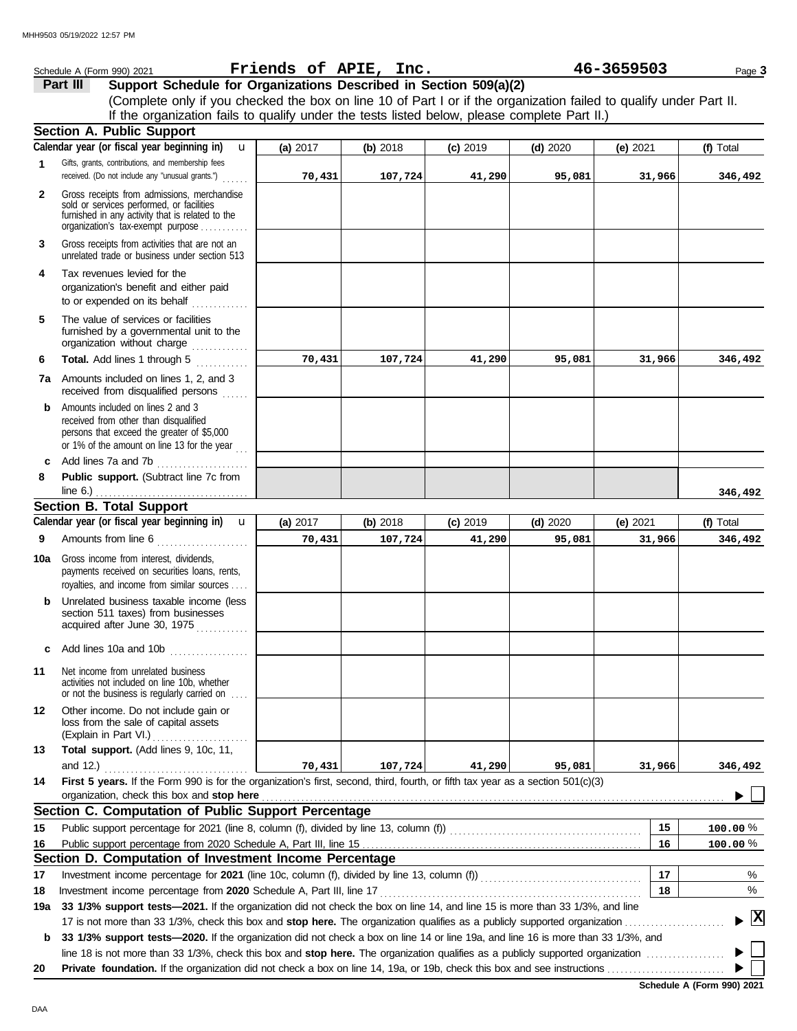Schedule A (Form 990) 2021 **Friends of APIE, Inc.** **46-3659503**

## Part III Support Schedule for Organizations Described in Section 509(a)(2)

(Complete only if you checked the box on line 10 of Part I or if the organization failed to qualify under Part II. If the organization fails to qualify under the tests listed below, please complete Part II.)

### Section A. Public Support

| Calendar year (or fiscal year beginning in) | (a) 2017 | (b) 2018 | (c) 2019 | (d) 2020 | (e) 2021 | (f) Total |
|---|---|---|---|---|---|---|
| **1** Gifts, grants, contributions, and membership fees received. (Do not include any "unusual grants.") | 70,431 | 107,724 | 41,290 | 95,081 | 31,966 | 346,492 |
| **2** Gross receipts from admissions, merchandise sold or services performed, or facilities furnished in any activity that is related to the organization's tax-exempt purpose | | | | | | |
| **3** Gross receipts from activities that are not an unrelated trade or business under section 513 | | | | | | |
| **4** Tax revenues levied for the organization's benefit and either paid to or expended on its behalf | | | | | | |
| **5** The value of services or facilities furnished by a governmental unit to the organization without charge | | | | | | |
| **6** **Total.** Add lines 1 through 5 | 70,431 | 107,724 | 41,290 | 95,081 | 31,966 | 346,492 |
| **7a** Amounts included on lines 1, 2, and 3 received from disqualified persons | | | | | | |
| **b** Amounts included on lines 2 and 3 received from other than disqualified persons that exceed the greater of $5,000 or 1% of the amount on line 13 for the year | | | | | | |
| **c** Add lines 7a and 7b | | | | | | |
| **8** **Public support.** (Subtract line 7c from line 6.) | | | | | | 346,492 |

### Section B. Total Support

| Calendar year (or fiscal year beginning in) | (a) 2017 | (b) 2018 | (c) 2019 | (d) 2020 | (e) 2021 | (f) Total |
|---|---|---|---|---|---|---|
| **9** Amounts from line 6 | 70,431 | 107,724 | 41,290 | 95,081 | 31,966 | 346,492 |
| **10a** Gross income from interest, dividends, payments received on securities loans, rents, royalties, and income from similar sources | | | | | | |
| **b** Unrelated business taxable income (less section 511 taxes) from businesses acquired after June 30, 1975 | | | | | | |
| **c** Add lines 10a and 10b | | | | | | |
| **11** Net income from unrelated business activities not included on line 10b, whether or not the business is regularly carried on | | | | | | |
| **12** Other income. Do not include gain or loss from the sale of capital assets (Explain in Part VI.) | | | | | | |
| **13** **Total support.** (Add lines 9, 10c, 11, and 12.) | 70,431 | 107,724 | 41,290 | 95,081 | 31,966 | 346,492 |

**14** **First 5 years.** If the Form 990 is for the organization's first, second, third, fourth, or fifth tax year as a section 501(c)(3) organization, check this box and **stop here** ☐

### Section C. Computation of Public Support Percentage

| | | | |
|---|---|---|---|
| **15** | Public support percentage for 2021 (line 8, column (f), divided by line 13, column (f)) | 15 | 100.00 % |
| **16** | Public support percentage from 2020 Schedule A, Part III, line 15 | 16 | 100.00 % |

### Section D. Computation of Investment Income Percentage

| | | | |
|---|---|---|---|
| **17** | Investment income percentage for **2021** (line 10c, column (f), divided by line 13, column (f)) | 17 | % |
| **18** | Investment income percentage from **2020** Schedule A, Part III, line 17 | 18 | % |

**19a** **33 1/3% support tests—2021.** If the organization did not check the box on line 14, and line 15 is more than 33 1/3%, and line 17 is not more than 33 1/3%, check this box and **stop here.** The organization qualifies as a publicly supported organization ☒

**b** **33 1/3% support tests—2020.** If the organization did not check a box on line 14 or line 19a, and line 16 is more than 33 1/3%, and line 18 is not more than 33 1/3%, check this box and **stop here.** The organization qualifies as a publicly supported organization ☐

**20** **Private foundation.** If the organization did not check a box on line 14, 19a, or 19b, check this box and see instructions ☐

**Schedule A (Form 990) 2021**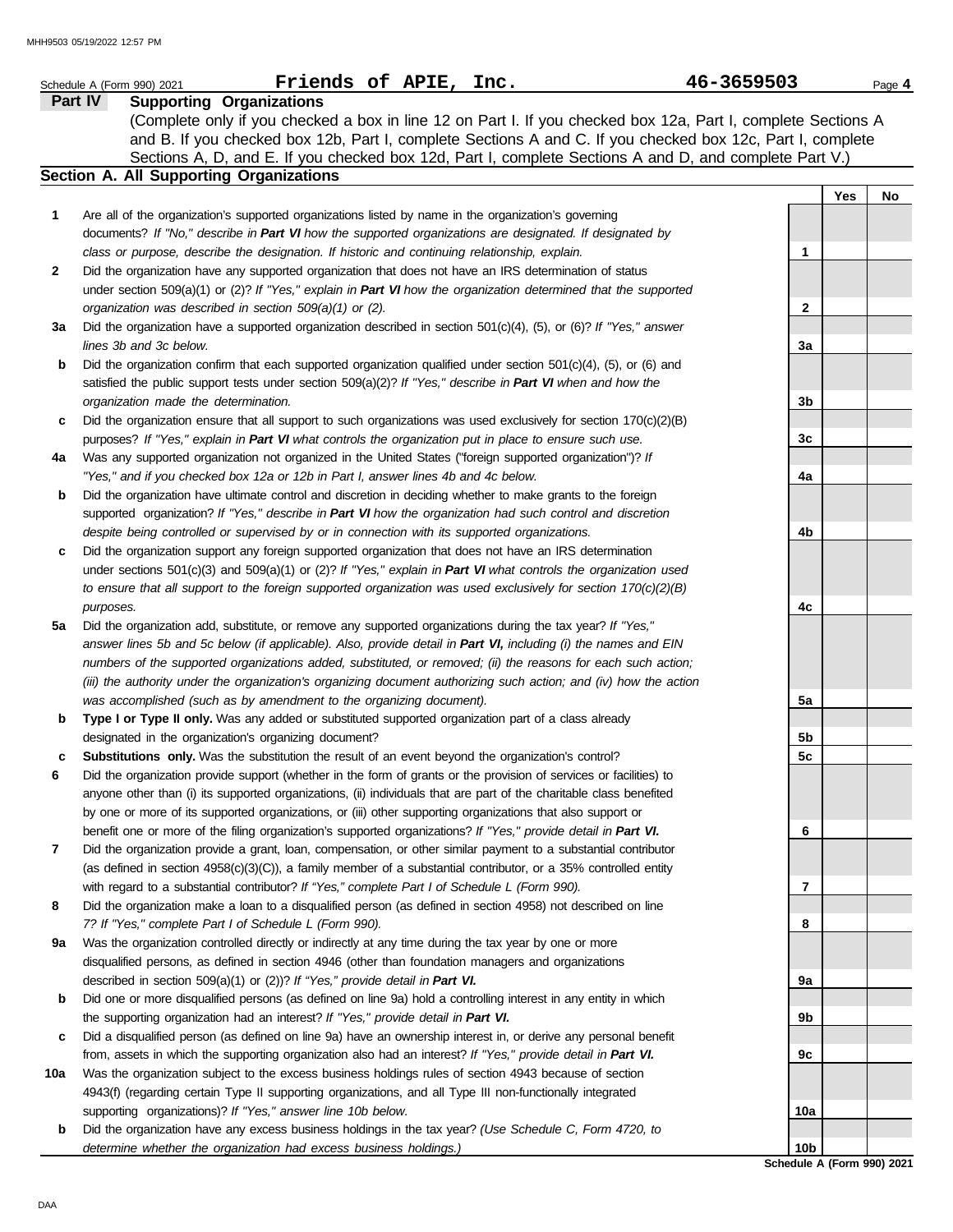Schedule A (Form 990) 2021 **Friends of APIE, Inc.** **46-3659503**

## Part IV Supporting Organizations

(Complete only if you checked a box in line 12 on Part I. If you checked box 12a, Part I, complete Sections A and B. If you checked box 12b, Part I, complete Sections A and C. If you checked box 12c, Part I, complete Sections A, D, and E. If you checked box 12d, Part I, complete Sections A and D, and complete Part V.)

### Section A. All Supporting Organizations

| | | | Yes | No |
|---|---|---|---|---|
| **1** | Are all of the organization's supported organizations listed by name in the organization's governing documents? *If "No," describe in **Part VI** how the supported organizations are designated. If designated by class or purpose, describe the designation. If historic and continuing relationship, explain.* | 1 | | |
| **2** | Did the organization have any supported organization that does not have an IRS determination of status under section 509(a)(1) or (2)? *If "Yes," explain in **Part VI** how the organization determined that the supported organization was described in section 509(a)(1) or (2).* | 2 | | |
| **3a** | Did the organization have a supported organization described in section 501(c)(4), (5), or (6)? *If "Yes," answer lines 3b and 3c below.* | 3a | | |
| **b** | Did the organization confirm that each supported organization qualified under section 501(c)(4), (5), or (6) and satisfied the public support tests under section 509(a)(2)? *If "Yes," describe in **Part VI** when and how the organization made the determination.* | 3b | | |
| **c** | Did the organization ensure that all support to such organizations was used exclusively for section 170(c)(2)(B) purposes? *If "Yes," explain in **Part VI** what controls the organization put in place to ensure such use.* | 3c | | |
| **4a** | Was any supported organization not organized in the United States ("foreign supported organization")? *If "Yes," and if you checked box 12a or 12b in Part I, answer lines 4b and 4c below.* | 4a | | |
| **b** | Did the organization have ultimate control and discretion in deciding whether to make grants to the foreign supported organization? *If "Yes," describe in **Part VI** how the organization had such control and discretion despite being controlled or supervised by or in connection with its supported organizations.* | 4b | | |
| **c** | Did the organization support any foreign supported organization that does not have an IRS determination under sections 501(c)(3) and 509(a)(1) or (2)? *If "Yes," explain in **Part VI** what controls the organization used to ensure that all support to the foreign supported organization was used exclusively for section 170(c)(2)(B) purposes.* | 4c | | |
| **5a** | Did the organization add, substitute, or remove any supported organizations during the tax year? *If "Yes," answer lines 5b and 5c below (if applicable). Also, provide detail in **Part VI,** including (i) the names and EIN numbers of the supported organizations added, substituted, or removed; (ii) the reasons for each such action; (iii) the authority under the organization's organizing document authorizing such action; and (iv) how the action was accomplished (such as by amendment to the organizing document).* | 5a | | |
| **b** | **Type I or Type II only.** Was any added or substituted supported organization part of a class already designated in the organization's organizing document? | 5b | | |
| **c** | **Substitutions only.** Was the substitution the result of an event beyond the organization's control? | 5c | | |
| **6** | Did the organization provide support (whether in the form of grants or the provision of services or facilities) to anyone other than (i) its supported organizations, (ii) individuals that are part of the charitable class benefited by one or more of its supported organizations, or (iii) other supporting organizations that also support or benefit one or more of the filing organization's supported organizations? *If "Yes," provide detail in **Part VI.*** | 6 | | |
| **7** | Did the organization provide a grant, loan, compensation, or other similar payment to a substantial contributor (as defined in section 4958(c)(3)(C)), a family member of a substantial contributor, or a 35% controlled entity with regard to a substantial contributor? *If "Yes," complete Part I of Schedule L (Form 990).* | 7 | | |
| **8** | Did the organization make a loan to a disqualified person (as defined in section 4958) not described on line 7? *If "Yes," complete Part I of Schedule L (Form 990).* | 8 | | |
| **9a** | Was the organization controlled directly or indirectly at any time during the tax year by one or more disqualified persons, as defined in section 4946 (other than foundation managers and organizations described in section 509(a)(1) or (2))? *If "Yes," provide detail in **Part VI.*** | 9a | | |
| **b** | Did one or more disqualified persons (as defined on line 9a) hold a controlling interest in any entity in which the supporting organization had an interest? *If "Yes," provide detail in **Part VI.*** | 9b | | |
| **c** | Did a disqualified person (as defined on line 9a) have an ownership interest in, or derive any personal benefit from, assets in which the supporting organization also had an interest? *If "Yes," provide detail in **Part VI.*** | 9c | | |
| **10a** | Was the organization subject to the excess business holdings rules of section 4943 because of section 4943(f) (regarding certain Type II supporting organizations, and all Type III non-functionally integrated supporting organizations)? *If "Yes," answer line 10b below.* | 10a | | |
| **b** | Did the organization have any excess business holdings in the tax year? *(Use Schedule C, Form 4720, to determine whether the organization had excess business holdings.)* | 10b | | |

**Schedule A (Form 990) 2021**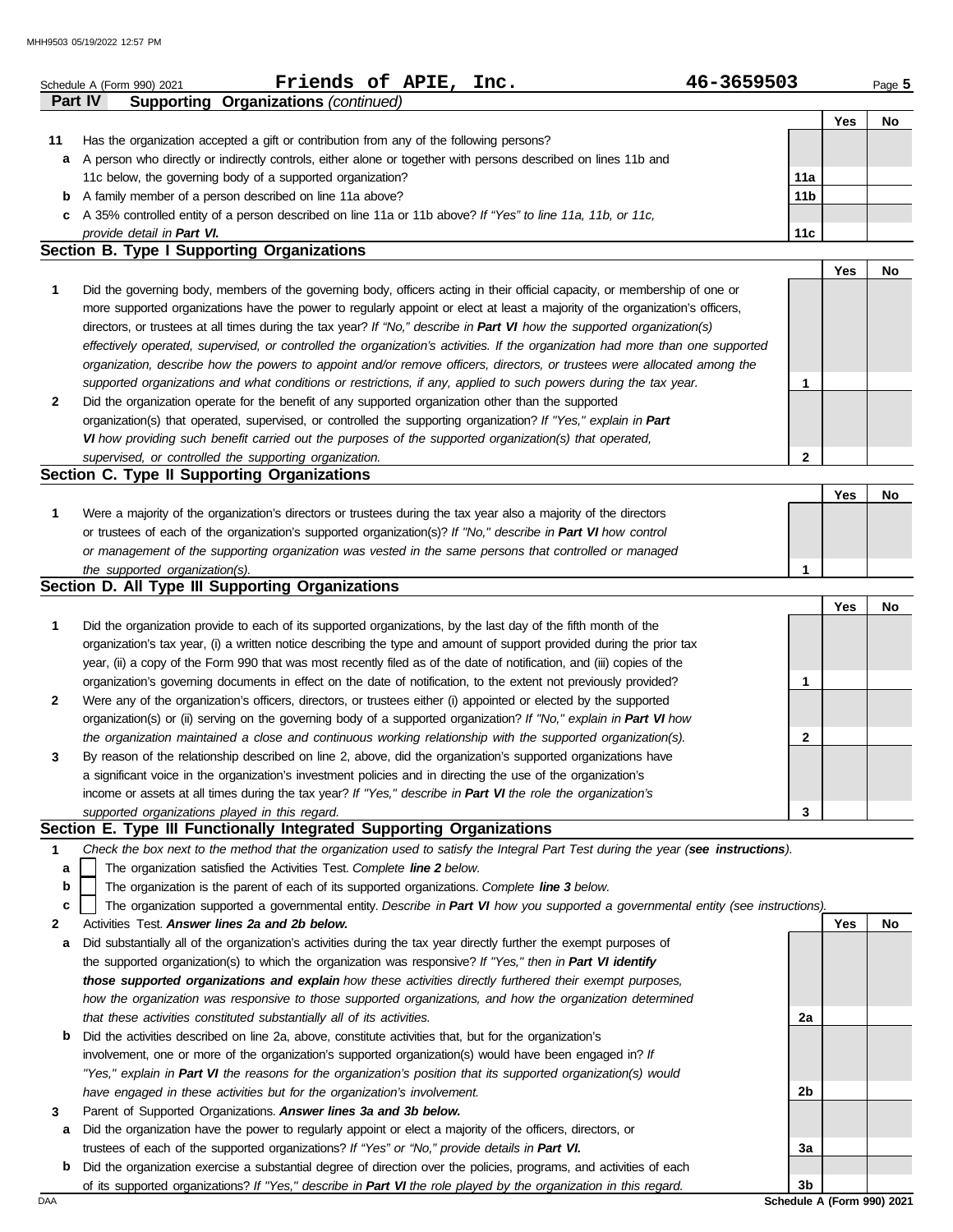Schedule A (Form 990) 2021 **Friends of APIE, Inc.** **46-3659503** Page **5**

## Part IV Supporting Organizations *(continued)*

| | | | Yes | No |
|---|---|---|---|---|
| **11** | Has the organization accepted a gift or contribution from any of the following persons? | | | |
| **a** | A person who directly or indirectly controls, either alone or together with persons described on lines 11b and 11c below, the governing body of a supported organization? | **11a** | | |
| **b** | A family member of a person described on line 11a above? | **11b** | | |
| **c** | A 35% controlled entity of a person described on line 11a or 11b above? *If "Yes" to line 11a, 11b, or 11c, provide detail in* ***Part VI.*** | **11c** | | |

### Section B. Type I Supporting Organizations

| | | | Yes | No |
|---|---|---|---|---|
| **1** | Did the governing body, members of the governing body, officers acting in their official capacity, or membership of one or more supported organizations have the power to regularly appoint or elect at least a majority of the organization's officers, directors, or trustees at all times during the tax year? *If "No," describe in* ***Part VI*** *how the supported organization(s) effectively operated, supervised, or controlled the organization's activities. If the organization had more than one supported organization, describe how the powers to appoint and/or remove officers, directors, or trustees were allocated among the supported organizations and what conditions or restrictions, if any, applied to such powers during the tax year.* | **1** | | |
| **2** | Did the organization operate for the benefit of any supported organization other than the supported organization(s) that operated, supervised, or controlled the supporting organization? *If "Yes," explain in* ***Part VI*** *how providing such benefit carried out the purposes of the supported organization(s) that operated, supervised, or controlled the supporting organization.* | **2** | | |

### Section C. Type II Supporting Organizations

| | | | Yes | No |
|---|---|---|---|---|
| **1** | Were a majority of the organization's directors or trustees during the tax year also a majority of the directors or trustees of each of the organization's supported organization(s)? *If "No," describe in* ***Part VI*** *how control or management of the supporting organization was vested in the same persons that controlled or managed the supported organization(s).* | **1** | | |

### Section D. All Type III Supporting Organizations

| | | | Yes | No |
|---|---|---|---|---|
| **1** | Did the organization provide to each of its supported organizations, by the last day of the fifth month of the organization's tax year, (i) a written notice describing the type and amount of support provided during the prior tax year, (ii) a copy of the Form 990 that was most recently filed as of the date of notification, and (iii) copies of the organization's governing documents in effect on the date of notification, to the extent not previously provided? | **1** | | |
| **2** | Were any of the organization's officers, directors, or trustees either (i) appointed or elected by the supported organization(s) or (ii) serving on the governing body of a supported organization? *If "No," explain in* ***Part VI*** *how the organization maintained a close and continuous working relationship with the supported organization(s).* | **2** | | |
| **3** | By reason of the relationship described on line 2, above, did the organization's supported organizations have a significant voice in the organization's investment policies and in directing the use of the organization's income or assets at all times during the tax year? *If "Yes," describe in* ***Part VI*** *the role the organization's supported organizations played in this regard.* | **3** | | |

### Section E. Type III Functionally Integrated Supporting Organizations

**1** *Check the box next to the method that the organization used to satisfy the Integral Part Test during the year (****see instructions****).*

- **a** ☐ The organization satisfied the Activities Test. *Complete* ***line 2*** *below.*
- **b** ☐ The organization is the parent of each of its supported organizations. *Complete* ***line 3*** *below.*
- **c** ☐ The organization supported a governmental entity. *Describe in* ***Part VI*** *how you supported a governmental entity (see instructions).*

| | | | Yes | No |
|---|---|---|---|---|
| **2** | Activities Test. ***Answer lines 2a and 2b below.*** | | | |
| **a** | Did substantially all of the organization's activities during the tax year directly further the exempt purposes of the supported organization(s) to which the organization was responsive? *If "Yes," then in* ***Part VI identify those supported organizations and explain*** *how these activities directly furthered their exempt purposes, how the organization was responsive to those supported organizations, and how the organization determined that these activities constituted substantially all of its activities.* | **2a** | | |
| **b** | Did the activities described on line 2a, above, constitute activities that, but for the organization's involvement, one or more of the organization's supported organization(s) would have been engaged in? *If "Yes," explain in* ***Part VI*** *the reasons for the organization's position that its supported organization(s) would have engaged in these activities but for the organization's involvement.* | **2b** | | |
| **3** | Parent of Supported Organizations. ***Answer lines 3a and 3b below.*** | | | |
| **a** | Did the organization have the power to regularly appoint or elect a majority of the officers, directors, or trustees of each of the supported organizations? *If "Yes" or "No," provide details in* ***Part VI.*** | **3a** | | |
| **b** | Did the organization exercise a substantial degree of direction over the policies, programs, and activities of each of its supported organizations? *If "Yes," describe in* ***Part VI*** *the role played by the organization in this regard.* | **3b** | | |

**Schedule A (Form 990) 2021**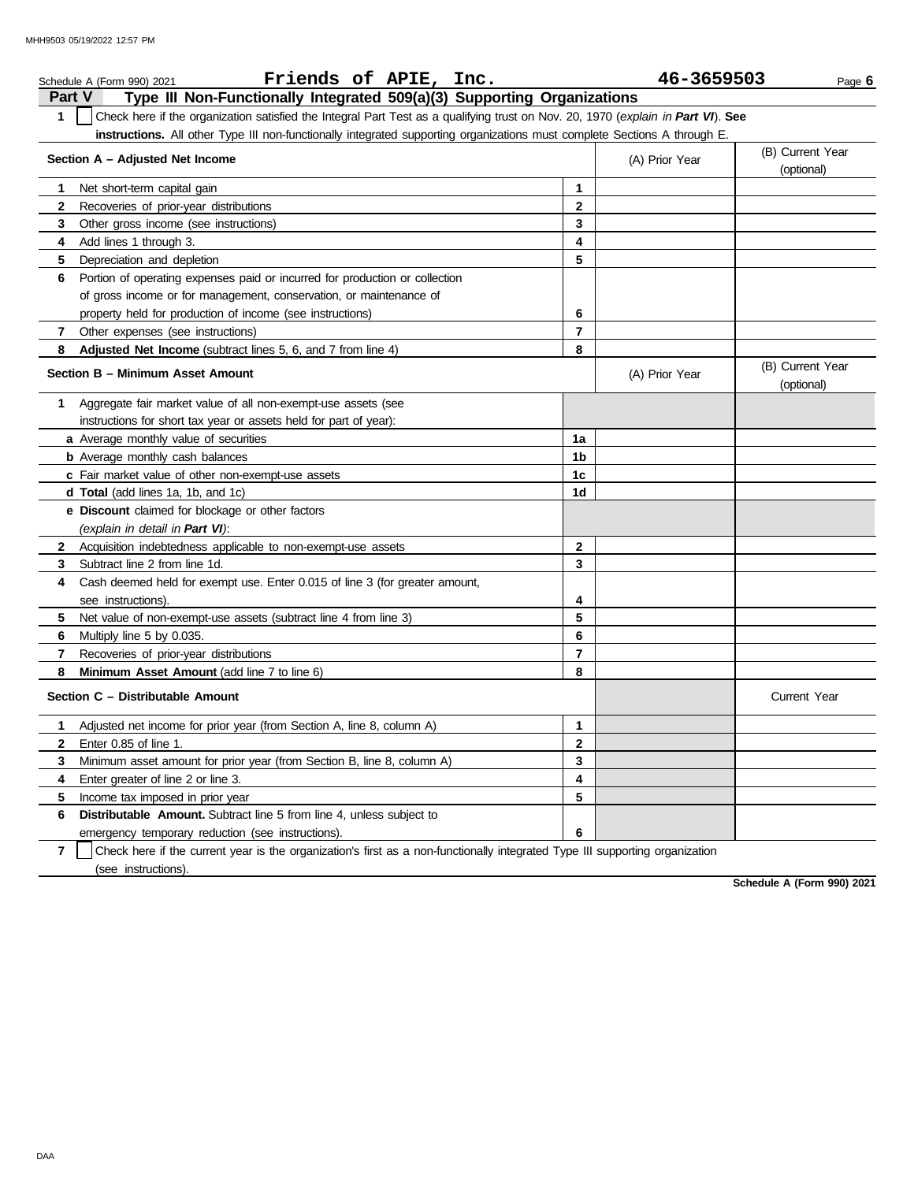Schedule A (Form 990) 2021 **Friends of APIE, Inc.** **46-3659503**

## Part V Type III Non-Functionally Integrated 509(a)(3) Supporting Organizations

**1** ☐ Check here if the organization satisfied the Integral Part Test as a qualifying trust on Nov. 20, 1970 (*explain in **Part VI***). **See instructions.** All other Type III non-functionally integrated supporting organizations must complete Sections A through E.

| Section A – Adjusted Net Income | | (A) Prior Year | (B) Current Year (optional) |
|---|---|---|---|
| **1** Net short-term capital gain | 1 | | |
| **2** Recoveries of prior-year distributions | 2 | | |
| **3** Other gross income (see instructions) | 3 | | |
| **4** Add lines 1 through 3. | 4 | | |
| **5** Depreciation and depletion | 5 | | |
| **6** Portion of operating expenses paid or incurred for production or collection of gross income or for management, conservation, or maintenance of property held for production of income (see instructions) | 6 | | |
| **7** Other expenses (see instructions) | 7 | | |
| **8** **Adjusted Net Income** (subtract lines 5, 6, and 7 from line 4) | 8 | | |

| Section B – Minimum Asset Amount | | (A) Prior Year | (B) Current Year (optional) |
|---|---|---|---|
| **1** Aggregate fair market value of all non-exempt-use assets (see instructions for short tax year or assets held for part of year): | | | |
| **a** Average monthly value of securities | 1a | | |
| **b** Average monthly cash balances | 1b | | |
| **c** Fair market value of other non-exempt-use assets | 1c | | |
| **d** **Total** (add lines 1a, 1b, and 1c) | 1d | | |
| **e** **Discount** claimed for blockage or other factors (*explain in detail in **Part VI***): | | | |
| **2** Acquisition indebtedness applicable to non-exempt-use assets | 2 | | |
| **3** Subtract line 2 from line 1d. | 3 | | |
| **4** Cash deemed held for exempt use. Enter 0.015 of line 3 (for greater amount, see instructions). | 4 | | |
| **5** Net value of non-exempt-use assets (subtract line 4 from line 3) | 5 | | |
| **6** Multiply line 5 by 0.035. | 6 | | |
| **7** Recoveries of prior-year distributions | 7 | | |
| **8** **Minimum Asset Amount** (add line 7 to line 6) | 8 | | |

| Section C – Distributable Amount | | | Current Year |
|---|---|---|---|
| **1** Adjusted net income for prior year (from Section A, line 8, column A) | 1 | | |
| **2** Enter 0.85 of line 1. | 2 | | |
| **3** Minimum asset amount for prior year (from Section B, line 8, column A) | 3 | | |
| **4** Enter greater of line 2 or line 3. | 4 | | |
| **5** Income tax imposed in prior year | 5 | | |
| **6** **Distributable Amount.** Subtract line 5 from line 4, unless subject to emergency temporary reduction (see instructions). | 6 | | |

**7** ☐ Check here if the current year is the organization's first as a non-functionally integrated Type III supporting organization (see instructions).

**Schedule A (Form 990) 2021**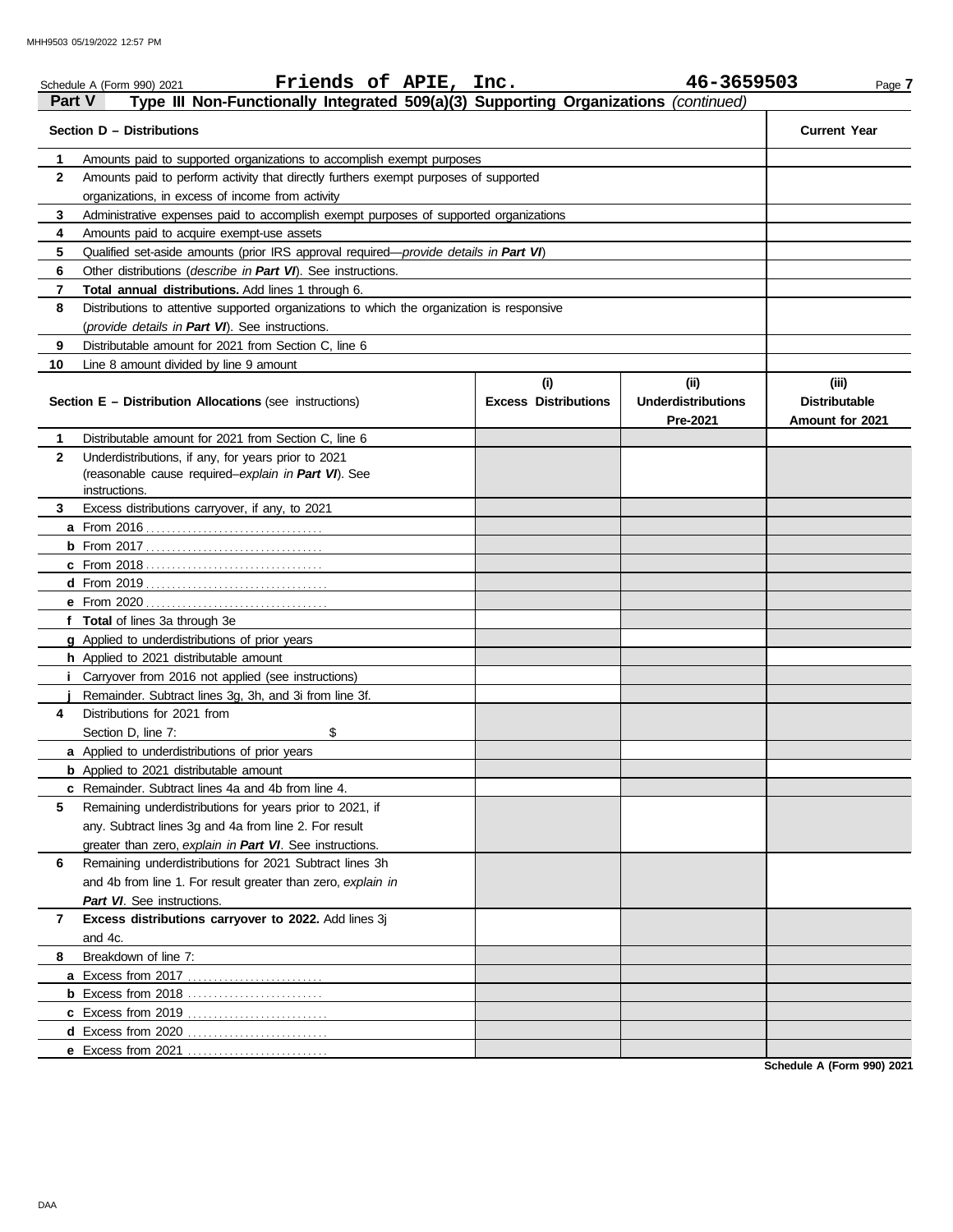Schedule A (Form 990) 2021 **Friends of APIE, Inc.** **46-3659503**

## Part V Type III Non-Functionally Integrated 509(a)(3) Supporting Organizations *(continued)*

| Section D – Distributions | | Current Year |
|---|---|---|
| 1 | Amounts paid to supported organizations to accomplish exempt purposes | |
| 2 | Amounts paid to perform activity that directly furthers exempt purposes of supported organizations, in excess of income from activity | |
| 3 | Administrative expenses paid to accomplish exempt purposes of supported organizations | |
| 4 | Amounts paid to acquire exempt-use assets | |
| 5 | Qualified set-aside amounts (prior IRS approval required—*provide details in* ***Part VI***) | |
| 6 | Other distributions (*describe in* ***Part VI***). See instructions. | |
| 7 | **Total annual distributions.** Add lines 1 through 6. | |
| 8 | Distributions to attentive supported organizations to which the organization is responsive (*provide details in* ***Part VI***). See instructions. | |
| 9 | Distributable amount for 2021 from Section C, line 6 | |
| 10 | Line 8 amount divided by line 9 amount | |

| Section E – Distribution Allocations (see instructions) | (i) Excess Distributions | (ii) Underdistributions Pre-2021 | (iii) Distributable Amount for 2021 |
|---|---|---|---|
| **1** Distributable amount for 2021 from Section C, line 6 | | | |
| **2** Underdistributions, if any, for years prior to 2021 (reasonable cause required–*explain in* ***Part VI***). See instructions. | | | |
| **3** Excess distributions carryover, if any, to 2021 | | | |
| **a** From 2016 | | | |
| **b** From 2017 | | | |
| **c** From 2018 | | | |
| **d** From 2019 | | | |
| **e** From 2020 | | | |
| **f Total** of lines 3a through 3e | | | |
| **g** Applied to underdistributions of prior years | | | |
| **h** Applied to 2021 distributable amount | | | |
| **i** Carryover from 2016 not applied (see instructions) | | | |
| **j** Remainder. Subtract lines 3g, 3h, and 3i from line 3f. | | | |
| **4** Distributions for 2021 from Section D, line 7: $ | | | |
| **a** Applied to underdistributions of prior years | | | |
| **b** Applied to 2021 distributable amount | | | |
| **c** Remainder. Subtract lines 4a and 4b from line 4. | | | |
| **5** Remaining underdistributions for years prior to 2021, if any. Subtract lines 3g and 4a from line 2. For result greater than zero, *explain in* ***Part VI***. See instructions. | | | |
| **6** Remaining underdistributions for 2021 Subtract lines 3h and 4b from line 1. For result greater than zero, *explain in* ***Part VI***. See instructions. | | | |
| **7 Excess distributions carryover to 2022.** Add lines 3j and 4c. | | | |
| **8** Breakdown of line 7: | | | |
| **a** Excess from 2017 | | | |
| **b** Excess from 2018 | | | |
| **c** Excess from 2019 | | | |
| **d** Excess from 2020 | | | |
| **e** Excess from 2021 | | | |

**Schedule A (Form 990) 2021**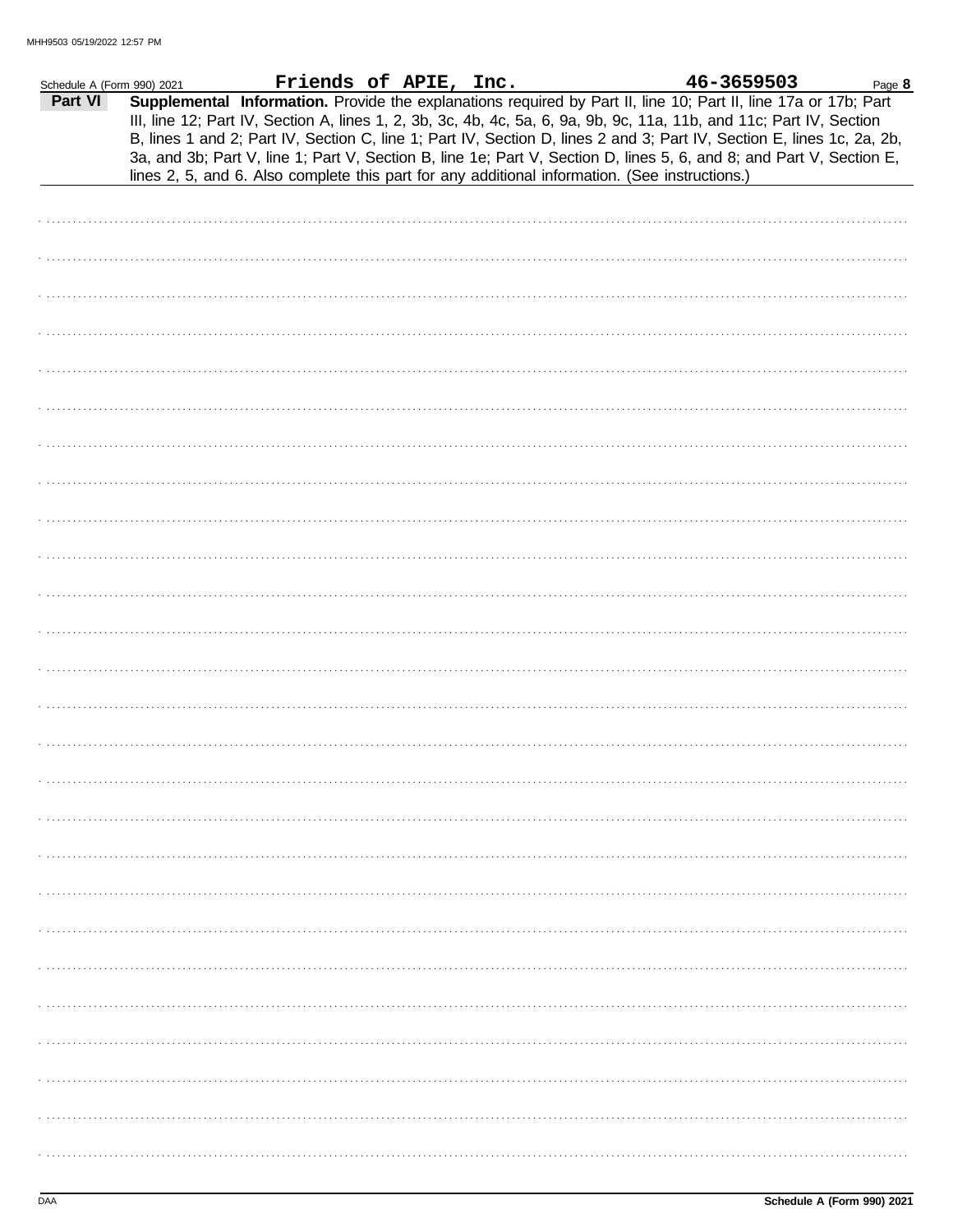Schedule A (Form 990) 2021 **Friends of APIE, Inc.** **46-3659503** Page **8**

**Part VI** **Supplemental Information.** Provide the explanations required by Part II, line 10; Part II, line 17a or 17b; Part III, line 12; Part IV, Section A, lines 1, 2, 3b, 3c, 4b, 4c, 5a, 6, 9a, 9b, 9c, 11a, 11b, and 11c; Part IV, Section B, lines 1 and 2; Part IV, Section C, line 1; Part IV, Section D, lines 2 and 3; Part IV, Section E, lines 1c, 2a, 2b, 3a, and 3b; Part V, line 1; Part V, Section B, line 1e; Part V, Section D, lines 5, 6, and 8; and Part V, Section E, lines 2, 5, and 6. Also complete this part for any additional information. (See instructions.)

DAA **Schedule A (Form 990) 2021**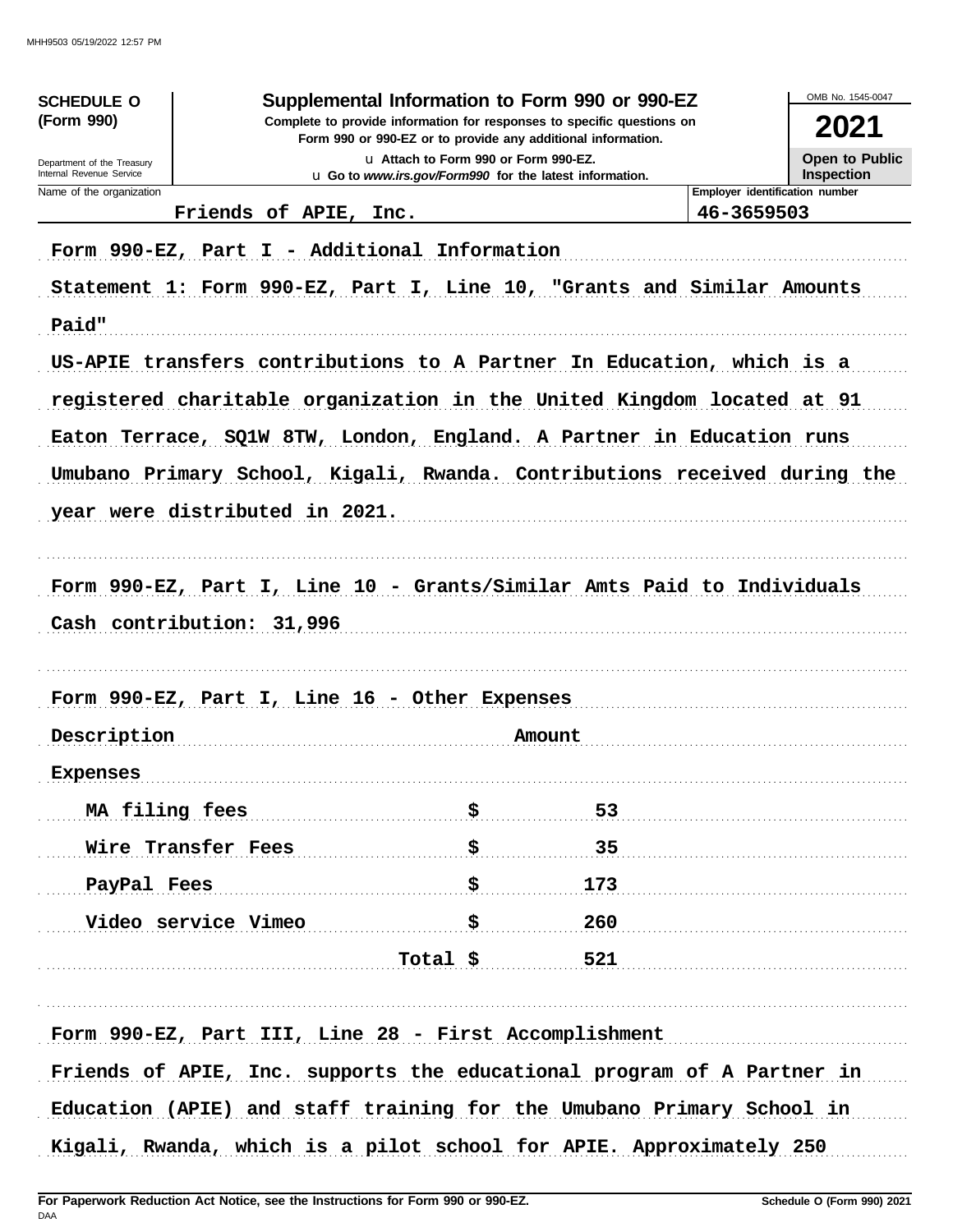**SCHEDULE O (Form 990)**

Department of the Treasury
Internal Revenue Service

# Supplemental Information to Form 990 or 990-EZ

**Complete to provide information for responses to specific questions on Form 990 or 990-EZ or to provide any additional information.**

u Attach to Form 990 or Form 990-EZ.

u Go to *www.irs.gov/Form990* for the latest information.

OMB No. 1545-0047

**2021**

**Open to Public Inspection**

| Name of the organization | Employer identification number |
|---|---|
| Friends of APIE, Inc. | 46-3659503 |

Form 990-EZ, Part I - Additional Information

Statement 1: Form 990-EZ, Part I, Line 10, "Grants and Similar Amounts Paid"

US-APIE transfers contributions to A Partner In Education, which is a registered charitable organization in the United Kingdom located at 91 Eaton Terrace, SQ1W 8TW, London, England. A Partner in Education runs Umubano Primary School, Kigali, Rwanda. Contributions received during the year were distributed in 2021.

Form 990-EZ, Part I, Line 10 - Grants/Similar Amts Paid to Individuals

Cash contribution: 31,996

Form 990-EZ, Part I, Line 16 - Other Expenses

| Description | Amount |
|---|---|
| Expenses | |
| MA filing fees | $ 53 |
| Wire Transfer Fees | $ 35 |
| PayPal Fees | $ 173 |
| Video service Vimeo | $ 260 |
| Total | $ 521 |

Form 990-EZ, Part III, Line 28 - First Accomplishment

Friends of APIE, Inc. supports the educational program of A Partner in Education (APIE) and staff training for the Umubano Primary School in Kigali, Rwanda, which is a pilot school for APIE. Approximately 250

**For Paperwork Reduction Act Notice, see the Instructions for Form 990 or 990-EZ.** **Schedule O (Form 990) 2021**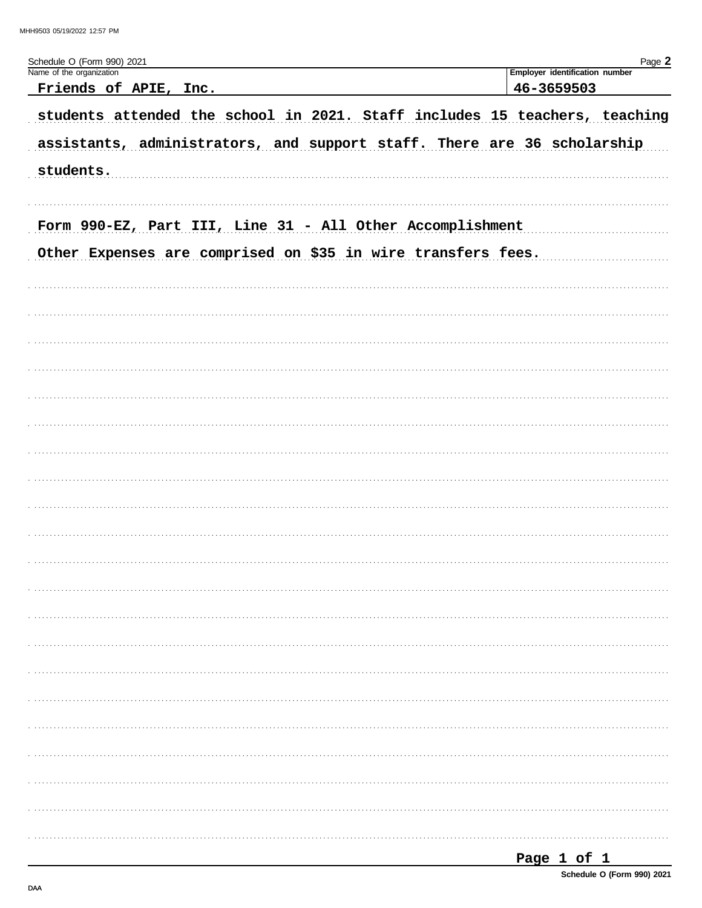Schedule O (Form 990) 2021

| Name of the organization | Employer identification number |
| --- | --- |
| Friends of APIE, Inc. | 46-3659503 |

students attended the school in 2021. Staff includes 15 teachers, teaching assistants, administrators, and support staff. There are 36 scholarship students.

Form 990-EZ, Part III, Line 31 - All Other Accomplishment

Other Expenses are comprised on $35 in wire transfers fees.